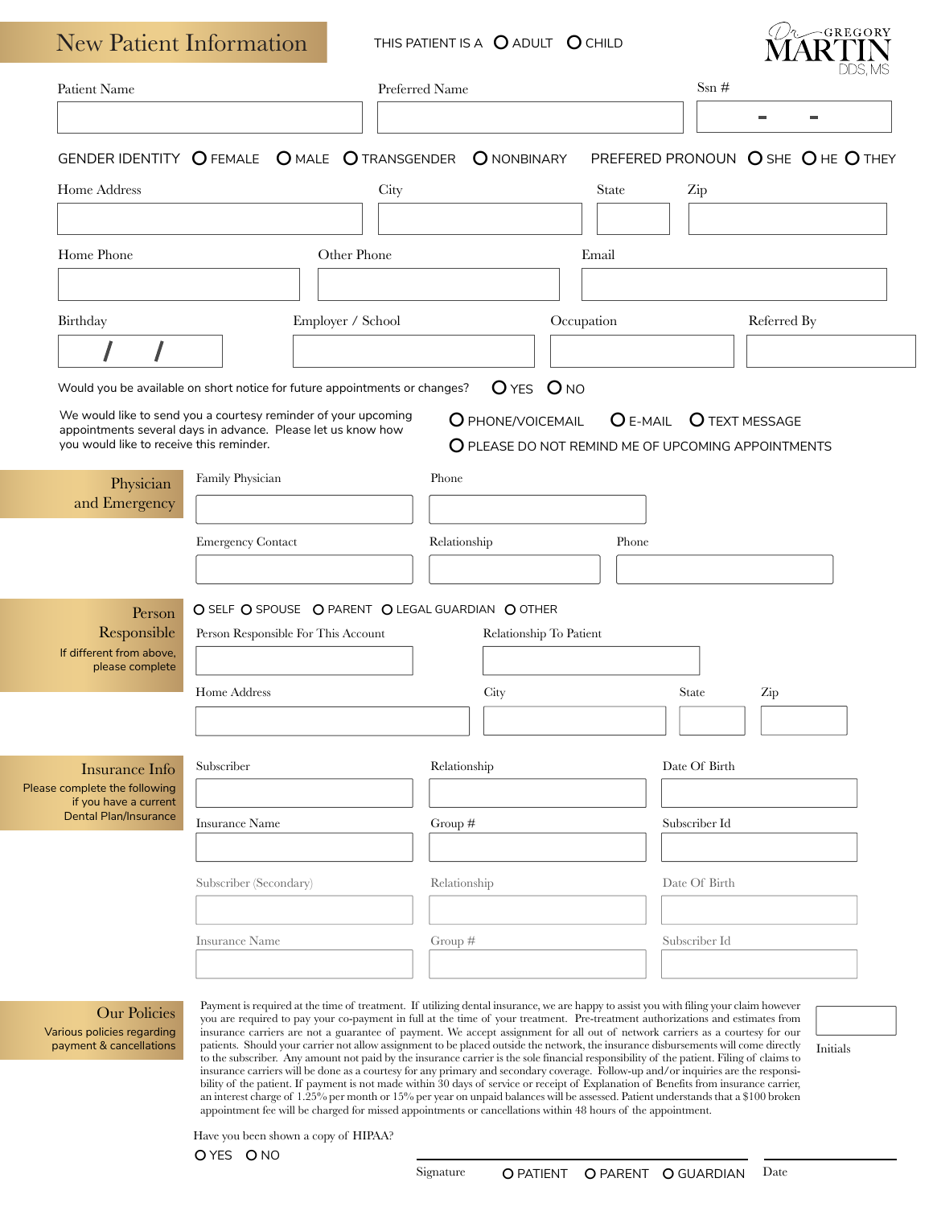# New Patient Information

THIS PATIENT IS A ○ ADULT ○ CHILD

Dr. GREGORY MARTIN DDS, MS

Patient Name

Preferred Name

Ssn # - -

GENDER IDENTITY ○ FEMALE ○ MALE ○ TRANSGENDER ○ NONBINARY PREFERED PRONOUN ○ SHE ○ HE ○ THEY

Home Address

City

State

Zip

Home Phone

Other Phone

Email

Birthday / /

Employer / School

Occupation

Referred By

Would you be available on short notice for future appointments or changes? ○ YES ○ NO

We would like to send you a courtesy reminder of your upcoming appointments several days in advance. Please let us know how you would like to receive this reminder.

○ PHONE/VOICEMAIL ○ E-MAIL ○ TEXT MESSAGE

○ PLEASE DO NOT REMIND ME OF UPCOMING APPOINTMENTS

## Physician and Emergency

Family Physician

Phone

Emergency Contact

Relationship

Phone

## Person Responsible

If different from above, please complete

○ SELF ○ SPOUSE ○ PARENT ○ LEGAL GUARDIAN ○ OTHER

Person Responsible For This Account

Relationship To Patient

Home Address

City

State

Zip

## Insurance Info

Please complete the following if you have a current Dental Plan/Insurance

Subscriber

Relationship

Date Of Birth

Insurance Name

Group #

Subscriber Id

Subscriber (Secondary)

Relationship

Date Of Birth

Insurance Name

Group #

Subscriber Id

## Our Policies

Various policies regarding payment & cancellations

Payment is required at the time of treatment. If utilizing dental insurance, we are happy to assist you with filing your claim however you are required to pay your co-payment in full at the time of your treatment. Pre-treatment authorizations and estimates from insurance carriers are not a guarantee of payment. We accept assignment for all out of network carriers as a courtesy for our patients. Should your carrier not allow assignment to be placed outside the network, the insurance disbursements will come directly to the subscriber. Any amount not paid by the insurance carrier is the sole financial responsibility of the patient. Filing of claims to insurance carriers will be done as a courtesy for any primary and secondary coverage. Follow-up and/or inquiries are the responsibility of the patient. If payment is not made within 30 days of service or receipt of Explanation of Benefits from insurance carrier, an interest charge of 1.25% per month or 15% per year on unpaid balances will be assessed. Patient understands that a $100 broken appointment fee will be charged for missed appointments or cancellations within 48 hours of the appointment.

Initials

Have you been shown a copy of HIPAA?

○ YES ○ NO

Signature ○ PATIENT ○ PARENT ○ GUARDIAN

Date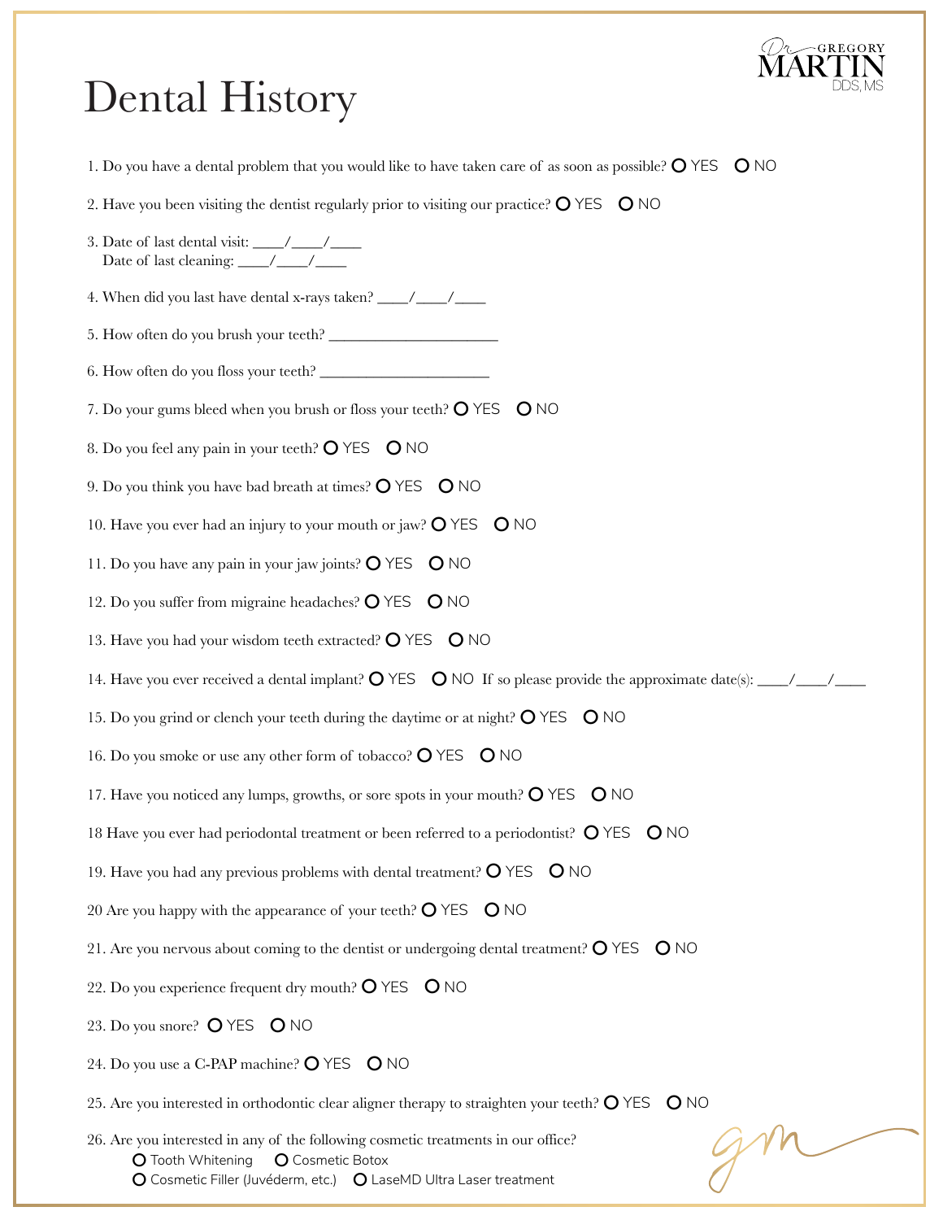Dr. GREGORY MARTIN DDS, MS

# Dental History

1. Do you have a dental problem that you would like to have taken care of as soon as possible? O YES O NO
2. Have you been visiting the dentist regularly prior to visiting our practice? O YES O NO
3. Date of last dental visit: ____/____/____
   Date of last cleaning: ____/____/____
4. When did you last have dental x-rays taken? ____/____/____
5. How often do you brush your teeth? ______________________
6. How often do you floss your teeth? ______________________
7. Do your gums bleed when you brush or floss your teeth? O YES O NO
8. Do you feel any pain in your teeth? O YES O NO
9. Do you think you have bad breath at times? O YES O NO
10. Have you ever had an injury to your mouth or jaw? O YES O NO
11. Do you have any pain in your jaw joints? O YES O NO
12. Do you suffer from migraine headaches? O YES O NO
13. Have you had your wisdom teeth extracted? O YES O NO
14. Have you ever received a dental implant? O YES O NO If so please provide the approximate date(s): ____/____/____
15. Do you grind or clench your teeth during the daytime or at night? O YES O NO
16. Do you smoke or use any other form of tobacco? O YES O NO
17. Have you noticed any lumps, growths, or sore spots in your mouth? O YES O NO

18 Have you ever had periodontal treatment or been referred to a periodontist? O YES O NO

19. Have you had any previous problems with dental treatment? O YES O NO

20 Are you happy with the appearance of your teeth? O YES O NO

21. Are you nervous about coming to the dentist or undergoing dental treatment? O YES O NO
22. Do you experience frequent dry mouth? O YES O NO
23. Do you snore? O YES O NO
24. Do you use a C-PAP machine? O YES O NO
25. Are you interested in orthodontic clear aligner therapy to straighten your teeth? O YES O NO
26. Are you interested in any of the following cosmetic treatments in our office?
    - O Tooth Whitening O Cosmetic Botox
    - O Cosmetic Filler (Juvéderm, etc.) O LaseMD Ultra Laser treatment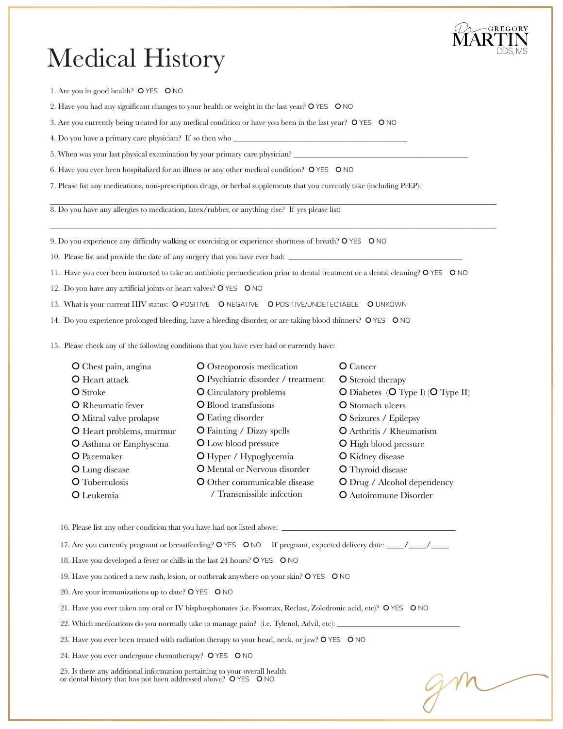Dr. GREGORY MARTIN DDS, MS

# Medical History

1. Are you in good health? O YES O NO
2. Have you had any significant changes to your health or weight in the last year? O YES O NO
3. Are you currently being treated for any medical condition or have you been in the last year? O YES O NO
4. Do you have a primary care physician? If so then who \_\_\_\_\_\_\_\_\_\_\_\_\_\_\_\_\_\_\_\_\_\_\_\_\_\_\_\_\_\_\_\_\_\_\_\_\_\_\_\_
5. When was your last physical examination by your primary care physician? \_\_\_\_\_\_\_\_\_\_\_\_\_\_\_\_\_\_\_\_\_\_\_\_\_\_\_\_\_\_\_\_\_\_\_\_\_\_\_\_
6. Have you ever been hospitalized for an illness or any other medical condition? O YES O NO
7. Please list any medications, non-prescription drugs, or herbal supplements that you currently take (including PrEP):

\_\_\_\_\_\_\_\_\_\_\_\_\_\_\_\_\_\_\_\_\_\_\_\_\_\_\_\_\_\_\_\_\_\_\_\_\_\_\_\_\_\_\_\_\_\_\_\_\_\_\_\_\_\_\_\_\_\_\_\_\_\_\_\_\_\_\_\_\_\_\_\_\_\_\_\_\_\_

8. Do you have any allergies to medication, latex/rubber, or anything else? If yes please list:

\_\_\_\_\_\_\_\_\_\_\_\_\_\_\_\_\_\_\_\_\_\_\_\_\_\_\_\_\_\_\_\_\_\_\_\_\_\_\_\_\_\_\_\_\_\_\_\_\_\_\_\_\_\_\_\_\_\_\_\_\_\_\_\_\_\_\_\_\_\_\_\_\_\_\_\_\_\_

9. Do you experience any difficulty walking or exercising or experience shortness of breath? O YES O NO
10. Please list and provide the date of any surgery that you have ever had: \_\_\_\_\_\_\_\_\_\_\_\_\_\_\_\_\_\_\_\_\_\_\_\_\_\_\_\_\_\_\_\_\_\_\_\_\_\_\_\_
11. Have you ever been instructed to take an antibiotic premedication prior to dental treatment or a dental cleaning? O YES O NO
12. Do you have any artificial joints or heart valves? O YES O NO
13. What is your current HIV status: O POSITIVE O NEGATIVE O POSITIVE/UNDETECTABLE O UNKOWN
14. Do you experience prolonged bleeding, have a bleeding disorder, or are taking blood thinners? O YES O NO
15. Please check any of the following conditions that you have ever had or currently have:

| | | |
|---|---|---|
| O Chest pain, angina | O Osteoporosis medication | O Cancer |
| O Heart attack | O Psychiatric disorder / treatment | O Steroid therapy |
| O Stroke | O Circulatory problems | O Diabetes (O Type I) (O Type II) |
| O Rheumatic fever | O Blood transfusions | O Stomach ulcers |
| O Mitral valve prolapse | O Eating disorder | O Seizures / Epilepsy |
| O Heart problems, murmur | O Fainting / Dizzy spells | O Arthritis / Rheumatism |
| O Asthma or Emphysema | O Low blood pressure | O High blood pressure |
| O Pacemaker | O Hyper / Hypoglycemia | O Kidney disease |
| O Lung disease | O Mental or Nervous disorder | O Thyroid disease |
| O Tuberculosis | O Other communicable disease / Transmissible infection | O Drug / Alcohol dependency |
| O Leukemia | | O Autoimmune Disorder |

16. Please list any other condition that you have had not listed above: \_\_\_\_\_\_\_\_\_\_\_\_\_\_\_\_\_\_\_\_\_\_\_\_\_\_\_\_\_\_\_\_\_\_\_\_\_\_\_\_
17. Are you currently pregnant or breastfeeding? O YES O NO If pregnant, expected delivery date: \_\_\_\_/\_\_\_\_/\_\_\_\_
18. Have you developed a fever or chills in the last 24 hours? O YES O NO
19. Have you noticed a new rash, lesion, or outbreak anywhere on your skin? O YES O NO
20. Are your immunizations up to date? O YES O NO
21. Have you ever taken any oral or IV bisphosphonates (i.e. Fosomax, Reclast, Zoledronic acid, etc)? O YES O NO
22. Which medications do you normally take to manage pain? (i.e. Tylenol, Advil, etc): \_\_\_\_\_\_\_\_\_\_\_\_\_\_\_\_\_\_\_\_\_\_\_\_\_\_\_\_\_\_
23. Have you ever been treated with radiation therapy to your head, neck, or jaw? O YES O NO
24. Have you ever undergone chemotherapy? O YES O NO
25. Is there any additional information pertaining to your overall health or dental history that has not been addressed above? O YES O NO